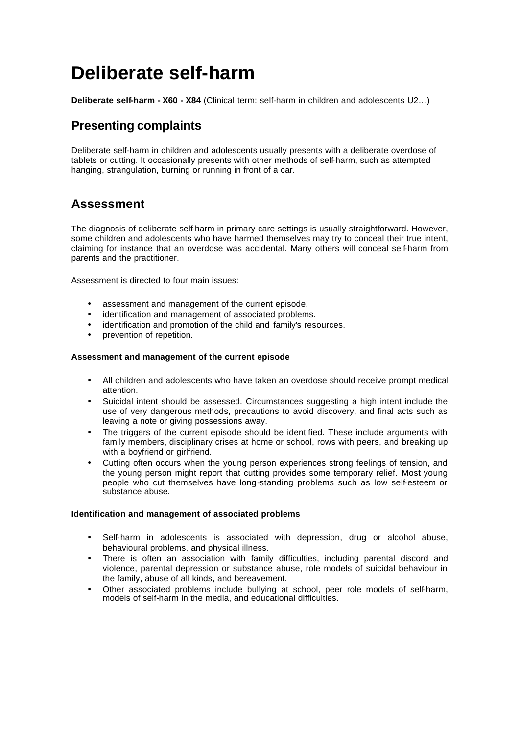# Deliberate self-harm

**Deliberate self-harm - X60 - X84** (Clinical term: self-harm in children and adolescents U2…)

## Presenting complaints

Deliberate self-harm in children and adolescents usually presents with a deliberate overdose of tablets or cutting. It occasionally presents with other methods of self-harm, such as attempted hanging, strangulation, burning or running in front of a car.

## Assessment

The diagnosis of deliberate self-harm in primary care settings is usually straightforward. However, some children and adolescents who have harmed themselves may try to conceal their true intent, claiming for instance that an overdose was accidental. Many others will conceal self-harm from parents and the practitioner.

Assessment is directed to four main issues:

- assessment and management of the current episode.
- identification and management of associated problems.
- identification and promotion of the child and family's resources.
- prevention of repetition.

**Assessment and management of the current episode**

- All children and adolescents who have taken an overdose should receive prompt medical attention.
- Suicidal intent should be assessed. Circumstances suggesting a high intent include the use of very dangerous methods, precautions to avoid discovery, and final acts such as leaving a note or giving possessions away.
- The triggers of the current episode should be identified. These include arguments with family members, disciplinary crises at home or school, rows with peers, and breaking up with a boyfriend or girlfriend.
- Cutting often occurs when the young person experiences strong feelings of tension, and the young person might report that cutting provides some temporary relief. Most young people who cut themselves have long-standing problems such as low self-esteem or substance abuse.

**Identification and management of associated problems**

- Self-harm in adolescents is associated with depression, drug or alcohol abuse, behavioural problems, and physical illness.
- There is often an association with family difficulties, including parental discord and violence, parental depression or substance abuse, role models of suicidal behaviour in the family, abuse of all kinds, and bereavement.
- Other associated problems include bullying at school, peer role models of self-harm, models of self-harm in the media, and educational difficulties.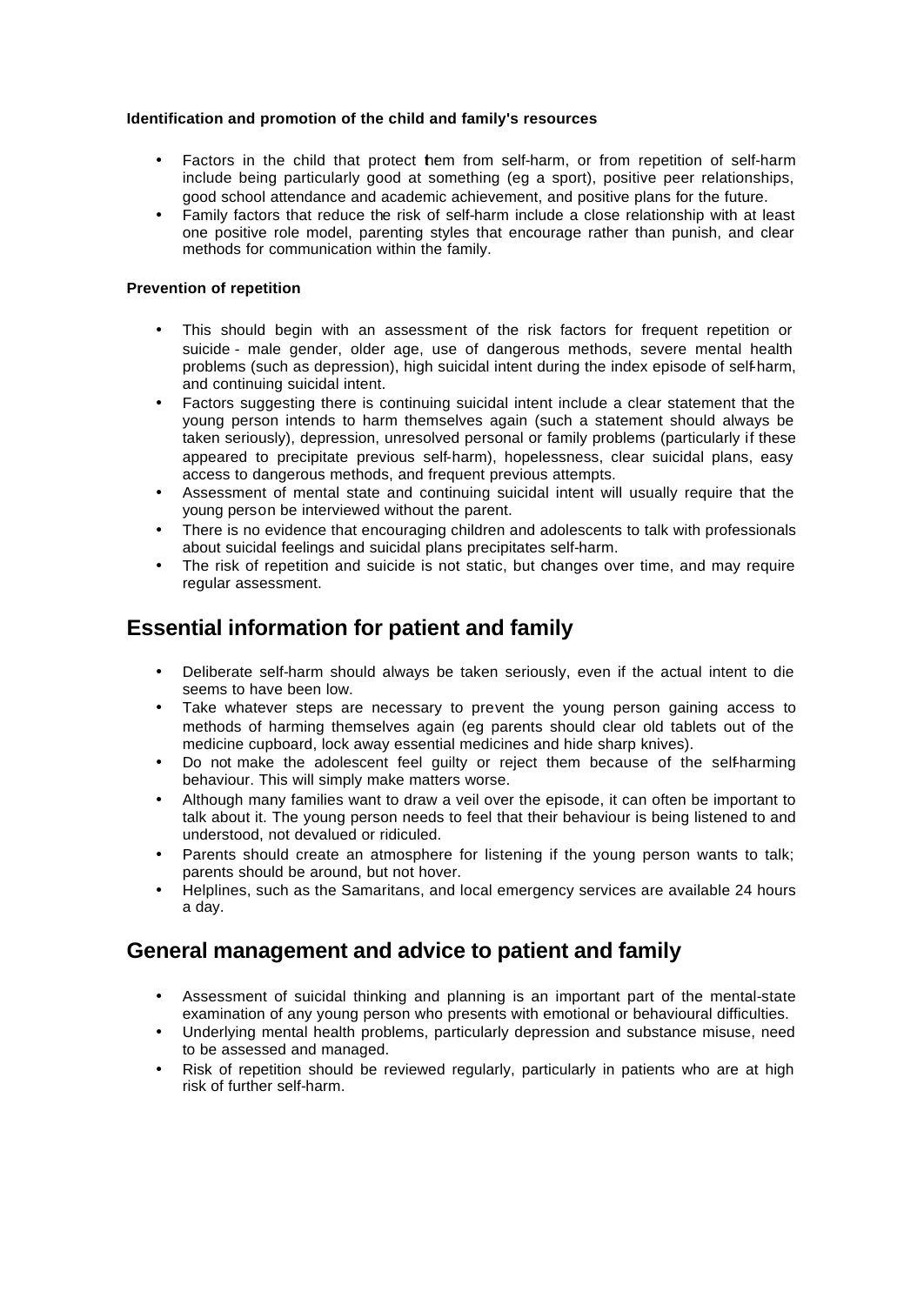**Identification and promotion of the child and family's resources**

- Factors in the child that protect them from self-harm, or from repetition of self-harm include being particularly good at something (eg a sport), positive peer relationships, good school attendance and academic achievement, and positive plans for the future.
- Family factors that reduce the risk of self-harm include a close relationship with at least one positive role model, parenting styles that encourage rather than punish, and clear methods for communication within the family.

**Prevention of repetition**

- This should begin with an assessment of the risk factors for frequent repetition or suicide - male gender, older age, use of dangerous methods, severe mental health problems (such as depression), high suicidal intent during the index episode of self-harm, and continuing suicidal intent.
- Factors suggesting there is continuing suicidal intent include a clear statement that the young person intends to harm themselves again (such a statement should always be taken seriously), depression, unresolved personal or family problems (particularly if these appeared to precipitate previous self-harm), hopelessness, clear suicidal plans, easy access to dangerous methods, and frequent previous attempts.
- Assessment of mental state and continuing suicidal intent will usually require that the young person be interviewed without the parent.
- There is no evidence that encouraging children and adolescents to talk with professionals about suicidal feelings and suicidal plans precipitates self-harm.
- The risk of repetition and suicide is not static, but changes over time, and may require regular assessment.

## Essential information for patient and family

- Deliberate self-harm should always be taken seriously, even if the actual intent to die seems to have been low.
- Take whatever steps are necessary to prevent the young person gaining access to methods of harming themselves again (eg parents should clear old tablets out of the medicine cupboard, lock away essential medicines and hide sharp knives).
- Do not make the adolescent feel guilty or reject them because of the self-harming behaviour. This will simply make matters worse.
- Although many families want to draw a veil over the episode, it can often be important to talk about it. The young person needs to feel that their behaviour is being listened to and understood, not devalued or ridiculed.
- Parents should create an atmosphere for listening if the young person wants to talk; parents should be around, but not hover.
- Helplines, such as the Samaritans, and local emergency services are available 24 hours a day.

## General management and advice to patient and family

- Assessment of suicidal thinking and planning is an important part of the mental-state examination of any young person who presents with emotional or behavioural difficulties.
- Underlying mental health problems, particularly depression and substance misuse, need to be assessed and managed.
- Risk of repetition should be reviewed regularly, particularly in patients who are at high risk of further self-harm.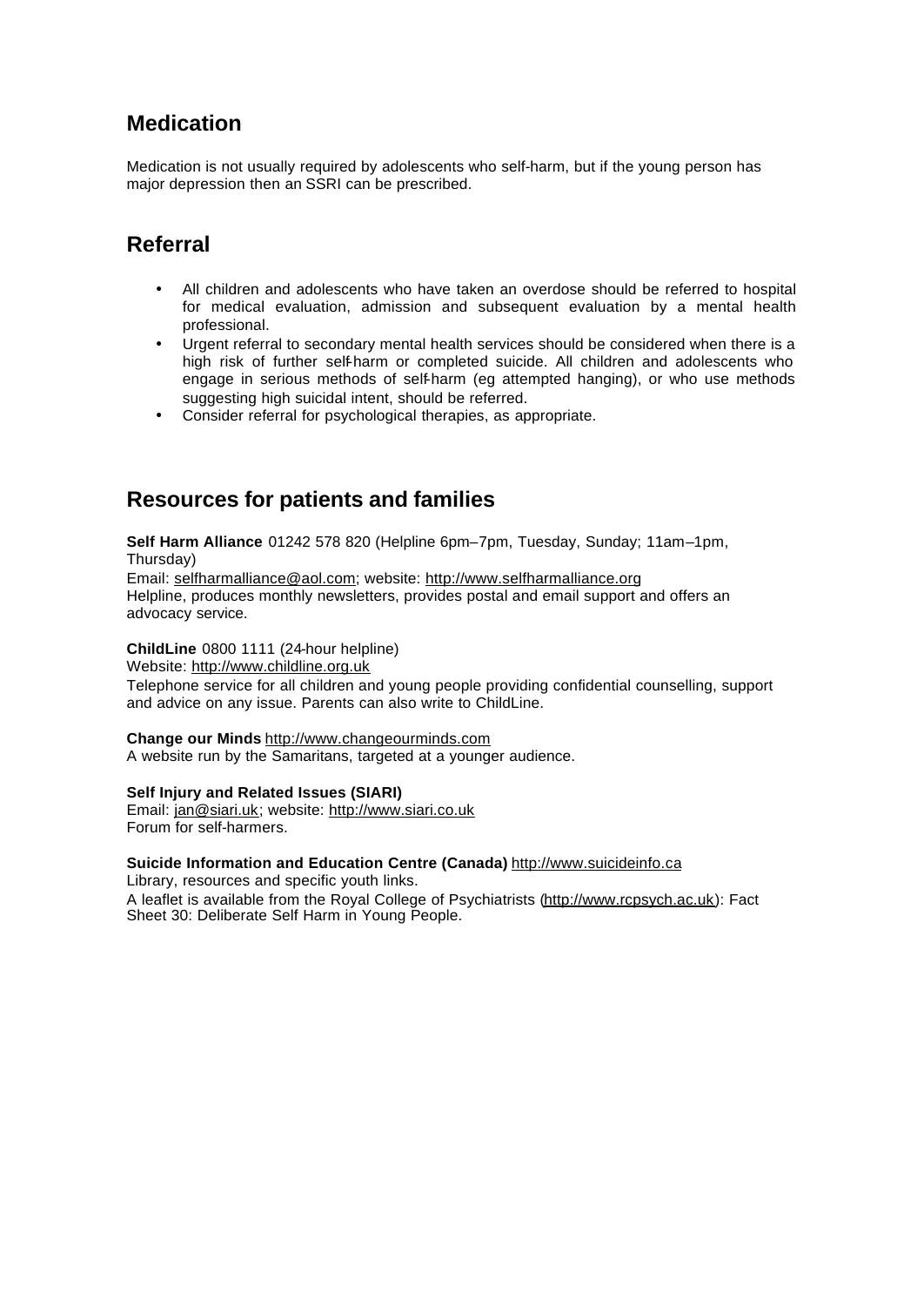## Medication

Medication is not usually required by adolescents who self-harm, but if the young person has major depression then an SSRI can be prescribed.

## Referral

- All children and adolescents who have taken an overdose should be referred to hospital for medical evaluation, admission and subsequent evaluation by a mental health professional.
- Urgent referral to secondary mental health services should be considered when there is a high risk of further self-harm or completed suicide. All children and adolescents who engage in serious methods of self-harm (eg attempted hanging), or who use methods suggesting high suicidal intent, should be referred.
- Consider referral for psychological therapies, as appropriate.

## Resources for patients and families

**Self Harm Alliance** 01242 578 820 (Helpline 6pm–7pm, Tuesday, Sunday; 11am–1pm, Thursday)
Email: selfharmalliance@aol.com; website: http://www.selfharmalliance.org
Helpline, produces monthly newsletters, provides postal and email support and offers an advocacy service.

**ChildLine** 0800 1111 (24-hour helpline)
Website: http://www.childline.org.uk
Telephone service for all children and young people providing confidential counselling, support and advice on any issue. Parents can also write to ChildLine.

**Change our Minds** http://www.changeourminds.com
A website run by the Samaritans, targeted at a younger audience.

**Self Injury and Related Issues (SIARI)**
Email: jan@siari.uk; website: http://www.siari.co.uk
Forum for self-harmers.

**Suicide Information and Education Centre (Canada)** http://www.suicideinfo.ca
Library, resources and specific youth links.
A leaflet is available from the Royal College of Psychiatrists (http://www.rcpsych.ac.uk): Fact Sheet 30: Deliberate Self Harm in Young People.